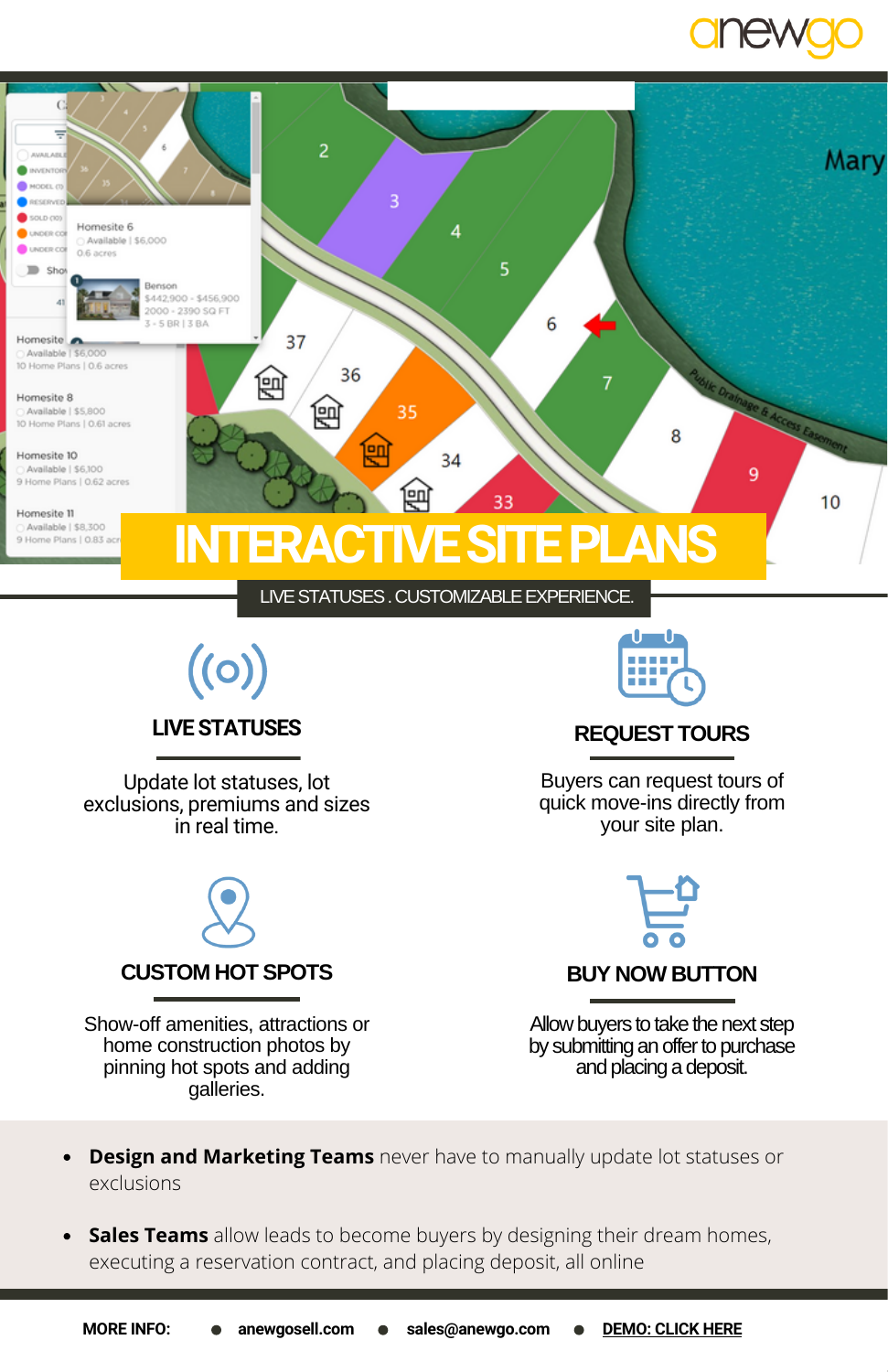anewgo

# INTERACTIVE SITE PLANS

LIVE STATUSES . CUSTOMIZABLE EXPERIENCE.

### LIVE STATUSES

Update lot statuses, lot exclusions, premiums and sizes in real time.

### REQUEST TOURS

Buyers can request tours of quick move-ins directly from your site plan.

### CUSTOM HOT SPOTS

Show-off amenities, attractions or home construction photos by pinning hot spots and adding galleries.

### BUY NOW BUTTON

Allow buyers to take the next step by submitting an offer to purchase and placing a deposit.

- **Design and Marketing Teams** never have to manually update lot statuses or exclusions
- **Sales Teams** allow leads to become buyers by designing their dream homes, executing a reservation contract, and placing deposit, all online

**MORE INFO:** • **anewgosell.com** • **sales@anewgo.com** • **DEMO: CLICK HERE**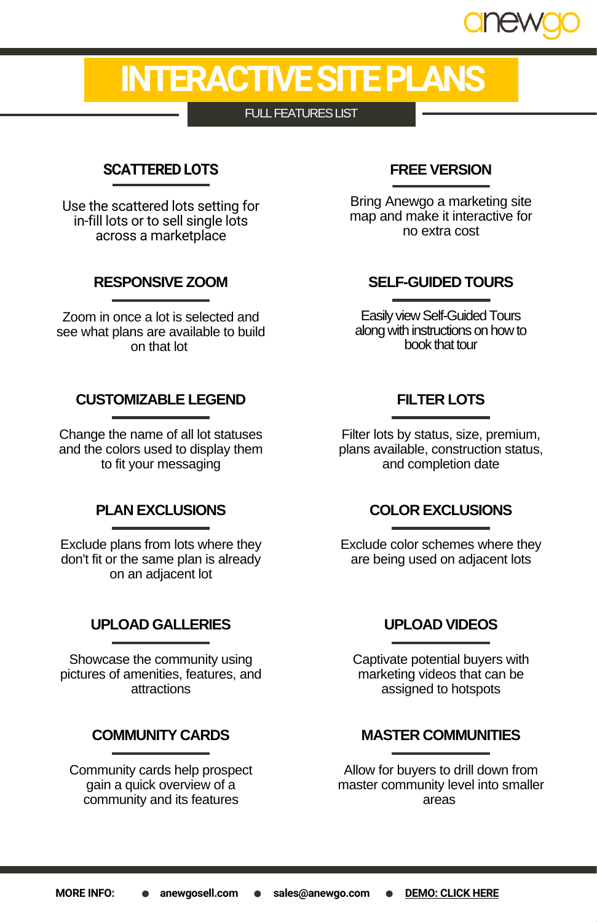anewgo

# INTERACTIVE SITE PLANS

FULL FEATURES LIST

### SCATTERED LOTS

Use the scattered lots setting for in-fill lots or to sell single lots across a marketplace

### FREE VERSION

Bring Anewgo a marketing site map and make it interactive for no extra cost

### RESPONSIVE ZOOM

Zoom in once a lot is selected and see what plans are available to build on that lot

### SELF-GUIDED TOURS

Easily view Self-Guided Tours along with instructions on how to book that tour

### CUSTOMIZABLE LEGEND

Change the name of all lot statuses and the colors used to display them to fit your messaging

### FILTER LOTS

Filter lots by status, size, premium, plans available, construction status, and completion date

### PLAN EXCLUSIONS

Exclude plans from lots where they don't fit or the same plan is already on an adjacent lot

### COLOR EXCLUSIONS

Exclude color schemes where they are being used on adjacent lots

### UPLOAD GALLERIES

Showcase the community using pictures of amenities, features, and attractions

### UPLOAD VIDEOS

Captivate potential buyers with marketing videos that can be assigned to hotspots

### COMMUNITY CARDS

Community cards help prospect gain a quick overview of a community and its features

### MASTER COMMUNITIES

Allow for buyers to drill down from master community level into smaller areas

**MORE INFO:** • **anewgosell.com** • **sales@anewgo.com** • **DEMO: CLICK HERE**